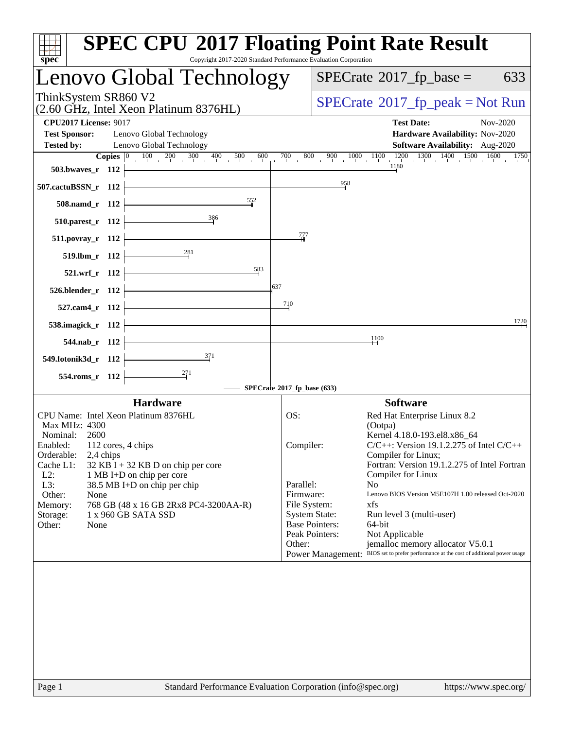# SPEC CPU 2017 Floating Point Rate Result

Copyright 2017-2020 Standard Performance Evaluation Corporation

## Lenovo Global Technology

ThinkSystem SR860 V2
(2.60 GHz, Intel Xeon Platinum 8376HL)

SPECrate 2017_fp_base = 633

SPECrate 2017_fp_peak = Not Run

**CPU2017 License:** 9017
**Test Sponsor:** Lenovo Global Technology
**Tested by:** Lenovo Global Technology

**Test Date:** Nov-2020
**Hardware Availability:** Nov-2020
**Software Availability:** Aug-2020

| Benchmark | Copies | SPECrate 2017_fp_base |
|---|---|---|
| 503.bwaves_r | 112 | 1180 |
| 507.cactuBSSN_r | 112 | 958 |
| 508.namd_r | 112 | 552 |
| 510.parest_r | 112 | 386 |
| 511.povray_r | 112 | 777 |
| 519.lbm_r | 112 | 281 |
| 521.wrf_r | 112 | 583 |
| 526.blender_r | 112 | 637 |
| 527.cam4_r | 112 | 710 |
| 538.imagick_r | 112 | 1720 |
| 544.nab_r | 112 | 1100 |
| 549.fotonik3d_r | 112 | 371 |
| 554.roms_r | 112 | 271 |

SPECrate 2017_fp_base (633)

### Hardware

| | |
|---|---|
| CPU Name: | Intel Xeon Platinum 8376HL |
| Max MHz: | 4300 |
| Nominal: | 2600 |
| Enabled: | 112 cores, 4 chips |
| Orderable: | 2,4 chips |
| Cache L1: | 32 KB I + 32 KB D on chip per core |
| L2: | 1 MB I+D on chip per core |
| L3: | 38.5 MB I+D on chip per chip |
| Other: | None |
| Memory: | 768 GB (48 x 16 GB 2Rx8 PC4-3200AA-R) |
| Storage: | 1 x 960 GB SATA SSD |
| Other: | None |

### Software

| | |
|---|---|
| OS: | Red Hat Enterprise Linux 8.2 (Ootpa) Kernel 4.18.0-193.el8.x86_64 |
| Compiler: | C/C++: Version 19.1.2.275 of Intel C/C++ Compiler for Linux; Fortran: Version 19.1.2.275 of Intel Fortran Compiler for Linux |
| Parallel: | No |
| Firmware: | Lenovo BIOS Version M5E107H 1.00 released Oct-2020 |
| File System: | xfs |
| System State: | Run level 3 (multi-user) |
| Base Pointers: | 64-bit |
| Peak Pointers: | Not Applicable |
| Other: | jemalloc memory allocator V5.0.1 |
| Power Management: | BIOS set to prefer performance at the cost of additional power usage |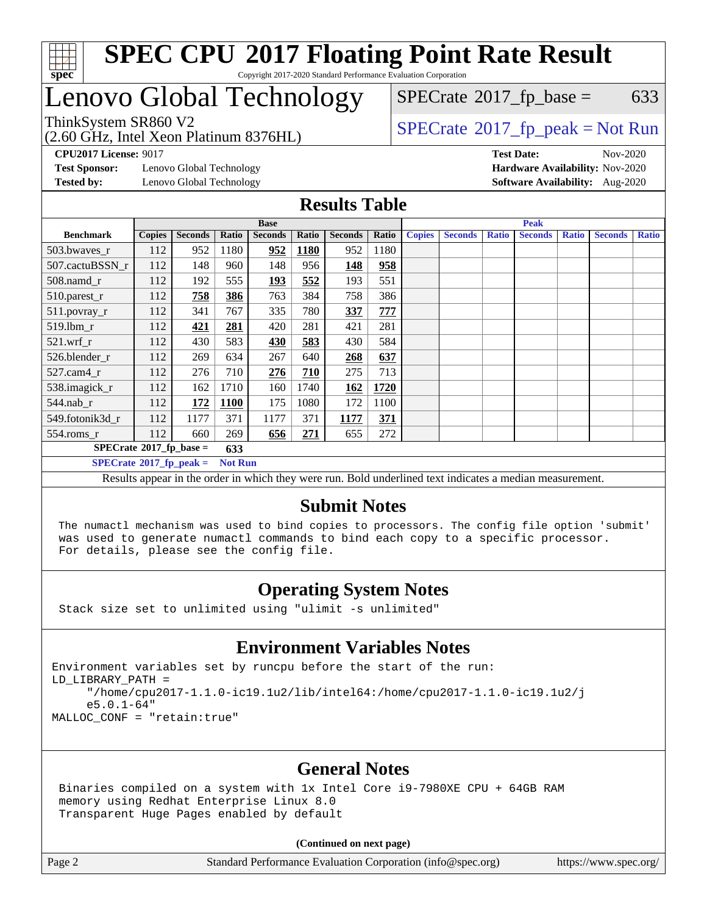# SPEC CPU 2017 Floating Point Rate Result

Copyright 2017-2020 Standard Performance Evaluation Corporation

# Lenovo Global Technology

ThinkSystem SR860 V2
(2.60 GHz, Intel Xeon Platinum 8376HL)

SPECrate 2017_fp_base = 633

SPECrate 2017_fp_peak = Not Run

**CPU2017 License:** 9017
**Test Sponsor:** Lenovo Global Technology
**Tested by:** Lenovo Global Technology

**Test Date:** Nov-2020
**Hardware Availability:** Nov-2020
**Software Availability:** Aug-2020

## Results Table

| Benchmark | Base | | | | | | | Peak | | | | | | |
|---|---|---|---|---|---|---|---|---|---|---|---|---|---|---|
| | Copies | Seconds | Ratio | Seconds | Ratio | Seconds | Ratio | Copies | Seconds | Ratio | Seconds | Ratio | Seconds | Ratio |
| 503.bwaves_r | 112 | 952 | 1180 | **952** | **1180** | 952 | 1180 | | | | | | | |
| 507.cactuBSSN_r | 112 | 148 | 960 | 148 | 956 | **148** | **958** | | | | | | | |
| 508.namd_r | 112 | 192 | 555 | **193** | **552** | 193 | 551 | | | | | | | |
| 510.parest_r | 112 | **758** | **386** | 763 | 384 | 758 | 386 | | | | | | | |
| 511.povray_r | 112 | 341 | 767 | 335 | 780 | **337** | **777** | | | | | | | |
| 519.lbm_r | 112 | **421** | **281** | 420 | 281 | 421 | 281 | | | | | | | |
| 521.wrf_r | 112 | 430 | 583 | **430** | **583** | 430 | 584 | | | | | | | |
| 526.blender_r | 112 | 269 | 634 | 267 | 640 | **268** | **637** | | | | | | | |
| 527.cam4_r | 112 | 276 | 710 | **276** | **710** | 275 | 713 | | | | | | | |
| 538.imagick_r | 112 | 162 | 1710 | 160 | 1740 | **162** | **1720** | | | | | | | |
| 544.nab_r | 112 | **172** | **1100** | 175 | 1080 | 172 | 1100 | | | | | | | |
| 549.fotonik3d_r | 112 | 1177 | 371 | 1177 | 371 | **1177** | **371** | | | | | | | |
| 554.roms_r | 112 | 660 | 269 | **656** | **271** | 655 | 272 | | | | | | | |

**SPECrate 2017_fp_base = 633**

**SPECrate 2017_fp_peak = Not Run**

Results appear in the order in which they were run. Bold underlined text indicates a median measurement.

## Submit Notes

```
The numactl mechanism was used to bind copies to processors. The config file option 'submit'
was used to generate numactl commands to bind each copy to a specific processor.
For details, please see the config file.
```

## Operating System Notes

```
Stack size set to unlimited using "ulimit -s unlimited"
```

## Environment Variables Notes

```
Environment variables set by runcpu before the start of the run:
LD_LIBRARY_PATH =
     "/home/cpu2017-1.1.0-ic19.1u2/lib/intel64:/home/cpu2017-1.1.0-ic19.1u2/j
     e5.0.1-64"
MALLOC_CONF = "retain:true"
```

## General Notes

```
Binaries compiled on a system with 1x Intel Core i9-7980XE CPU + 64GB RAM
memory using Redhat Enterprise Linux 8.0
Transparent Huge Pages enabled by default
```

**(Continued on next page)**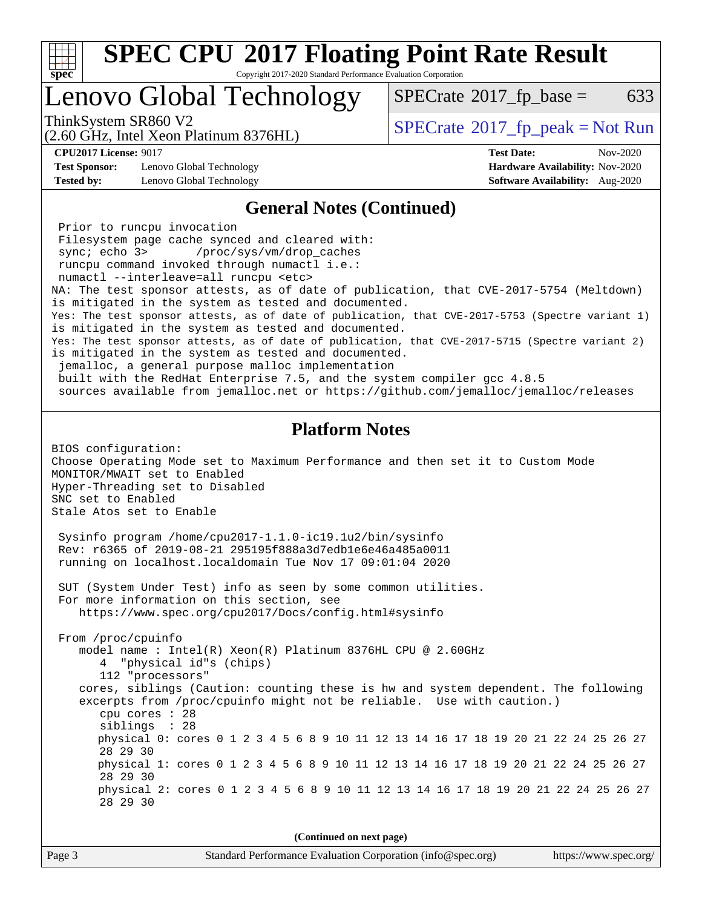# SPEC CPU 2017 Floating Point Rate Result

Copyright 2017-2020 Standard Performance Evaluation Corporation

## Lenovo Global Technology

ThinkSystem SR860 V2
(2.60 GHz, Intel Xeon Platinum 8376HL)

SPECrate 2017_fp_base = 633

SPECrate 2017_fp_peak = Not Run

**CPU2017 License:** 9017
**Test Sponsor:** Lenovo Global Technology
**Tested by:** Lenovo Global Technology

**Test Date:** Nov-2020
**Hardware Availability:** Nov-2020
**Software Availability:** Aug-2020

### General Notes (Continued)

```
 Prior to runcpu invocation
 Filesystem page cache synced and cleared with:
 sync; echo 3>       /proc/sys/vm/drop_caches
 runcpu command invoked through numactl i.e.:
 numactl --interleave=all runcpu <etc>
NA: The test sponsor attests, as of date of publication, that CVE-2017-5754 (Meltdown)
is mitigated in the system as tested and documented.
Yes: The test sponsor attests, as of date of publication, that CVE-2017-5753 (Spectre variant 1)
is mitigated in the system as tested and documented.
Yes: The test sponsor attests, as of date of publication, that CVE-2017-5715 (Spectre variant 2)
is mitigated in the system as tested and documented.
 jemalloc, a general purpose malloc implementation
 built with the RedHat Enterprise 7.5, and the system compiler gcc 4.8.5
 sources available from jemalloc.net or https://github.com/jemalloc/jemalloc/releases
```

### Platform Notes

```
BIOS configuration:
Choose Operating Mode set to Maximum Performance and then set it to Custom Mode
MONITOR/MWAIT set to Enabled
Hyper-Threading set to Disabled
SNC set to Enabled
Stale Atos set to Enable

 Sysinfo program /home/cpu2017-1.1.0-ic19.1u2/bin/sysinfo
 Rev: r6365 of 2019-08-21 295195f888a3d7edb1e6e46a485a0011
 running on localhost.localdomain Tue Nov 17 09:01:04 2020

 SUT (System Under Test) info as seen by some common utilities.
 For more information on this section, see
    https://www.spec.org/cpu2017/Docs/config.html#sysinfo

 From /proc/cpuinfo
    model name : Intel(R) Xeon(R) Platinum 8376HL CPU @ 2.60GHz
       4  "physical id"s (chips)
       112 "processors"
    cores, siblings (Caution: counting these is hw and system dependent. The following
    excerpts from /proc/cpuinfo might not be reliable.  Use with caution.)
       cpu cores : 28
       siblings  : 28
       physical 0: cores 0 1 2 3 4 5 6 8 9 10 11 12 13 14 16 17 18 19 20 21 22 24 25 26 27
       28 29 30
       physical 1: cores 0 1 2 3 4 5 6 8 9 10 11 12 13 14 16 17 18 19 20 21 22 24 25 26 27
       28 29 30
       physical 2: cores 0 1 2 3 4 5 6 8 9 10 11 12 13 14 16 17 18 19 20 21 22 24 25 26 27
       28 29 30
```

**(Continued on next page)**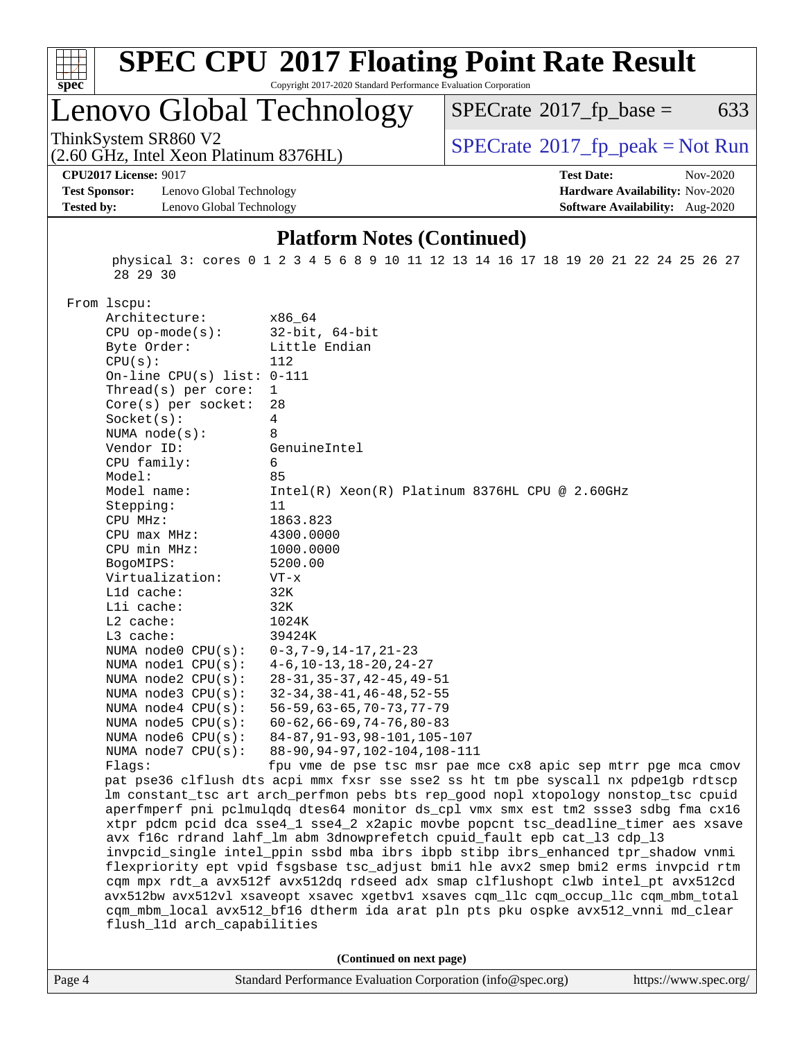## Platform Notes (Continued)

```
   physical 3: cores 0 1 2 3 4 5 6 8 9 10 11 12 13 14 16 17 18 19 20 21 22 24 25 26 27
   28 29 30

From lscpu:
     Architecture:        x86_64
     CPU op-mode(s):      32-bit, 64-bit
     Byte Order:          Little Endian
     CPU(s):              112
     On-line CPU(s) list: 0-111
     Thread(s) per core:  1
     Core(s) per socket:  28
     Socket(s):           4
     NUMA node(s):        8
     Vendor ID:           GenuineIntel
     CPU family:          6
     Model:               85
     Model name:          Intel(R) Xeon(R) Platinum 8376HL CPU @ 2.60GHz
     Stepping:            11
     CPU MHz:             1863.823
     CPU max MHz:         4300.0000
     CPU min MHz:         1000.0000
     BogoMIPS:            5200.00
     Virtualization:      VT-x
     L1d cache:           32K
     L1i cache:           32K
     L2 cache:            1024K
     L3 cache:            39424K
     NUMA node0 CPU(s):   0-3,7-9,14-17,21-23
     NUMA node1 CPU(s):   4-6,10-13,18-20,24-27
     NUMA node2 CPU(s):   28-31,35-37,42-45,49-51
     NUMA node3 CPU(s):   32-34,38-41,46-48,52-55
     NUMA node4 CPU(s):   56-59,63-65,70-73,77-79
     NUMA node5 CPU(s):   60-62,66-69,74-76,80-83
     NUMA node6 CPU(s):   84-87,91-93,98-101,105-107
     NUMA node7 CPU(s):   88-90,94-97,102-104,108-111
     Flags:               fpu vme de pse tsc msr pae mce cx8 apic sep mtrr pge mca cmov
     pat pse36 clflush dts acpi mmx fxsr sse sse2 ss ht tm pbe syscall nx pdpe1gb rdtscp
     lm constant_tsc art arch_perfmon pebs bts rep_good nopl xtopology nonstop_tsc cpuid
     aperfmperf pni pclmulqdq dtes64 monitor ds_cpl vmx smx est tm2 ssse3 sdbg fma cx16
     xtpr pdcm pcid dca sse4_1 sse4_2 x2apic movbe popcnt tsc_deadline_timer aes xsave
     avx f16c rdrand lahf_lm abm 3dnowprefetch cpuid_fault epb cat_l3 cdp_l3
     invpcid_single intel_ppin ssbd mba ibrs ibpb stibp ibrs_enhanced tpr_shadow vnmi
     flexpriority ept vpid fsgsbase tsc_adjust bmi1 hle avx2 smep bmi2 erms invpcid rtm
     cqm mpx rdt_a avx512f avx512dq rdseed adx smap clflushopt clwb intel_pt avx512cd
     avx512bw avx512vl xsaveopt xsavec xgetbv1 xsaves cqm_llc cqm_occup_llc cqm_mbm_total
     cqm_mbm_local avx512_bf16 dtherm ida arat pln pts pku ospke avx512_vnni md_clear
     flush_l1d arch_capabilities
```

(Continued on next page)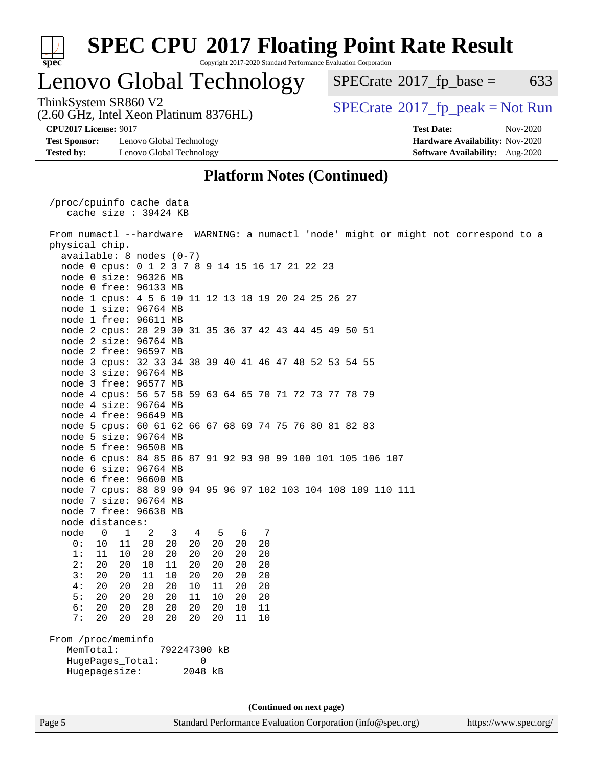## Platform Notes (Continued)

```
/proc/cpuinfo cache data
   cache size : 39424 KB

From numactl --hardware  WARNING: a numactl 'node' might or might not correspond to a
physical chip.
  available: 8 nodes (0-7)
  node 0 cpus: 0 1 2 3 7 8 9 14 15 16 17 21 22 23
  node 0 size: 96326 MB
  node 0 free: 96133 MB
  node 1 cpus: 4 5 6 10 11 12 13 18 19 20 24 25 26 27
  node 1 size: 96764 MB
  node 1 free: 96611 MB
  node 2 cpus: 28 29 30 31 35 36 37 42 43 44 45 49 50 51
  node 2 size: 96764 MB
  node 2 free: 96597 MB
  node 3 cpus: 32 33 34 38 39 40 41 46 47 48 52 53 54 55
  node 3 size: 96764 MB
  node 3 free: 96577 MB
  node 4 cpus: 56 57 58 59 63 64 65 70 71 72 73 77 78 79
  node 4 size: 96764 MB
  node 4 free: 96649 MB
  node 5 cpus: 60 61 62 66 67 68 69 74 75 76 80 81 82 83
  node 5 size: 96764 MB
  node 5 free: 96508 MB
  node 6 cpus: 84 85 86 87 91 92 93 98 99 100 101 105 106 107
  node 6 size: 96764 MB
  node 6 free: 96600 MB
  node 7 cpus: 88 89 90 94 95 96 97 102 103 104 108 109 110 111
  node 7 size: 96764 MB
  node 7 free: 96638 MB
  node distances:
  node   0   1   2   3   4   5   6   7
    0:  10  11  20  20  20  20  20  20
    1:  11  10  20  20  20  20  20  20
    2:  20  20  10  11  20  20  20  20
    3:  20  20  11  10  20  20  20  20
    4:  20  20  20  20  10  11  20  20
    5:  20  20  20  20  11  10  20  20
    6:  20  20  20  20  20  20  10  11
    7:  20  20  20  20  20  20  11  10

From /proc/meminfo
   MemTotal:       792247300 kB
   HugePages_Total:       0
   Hugepagesize:       2048 kB
```

(Continued on next page)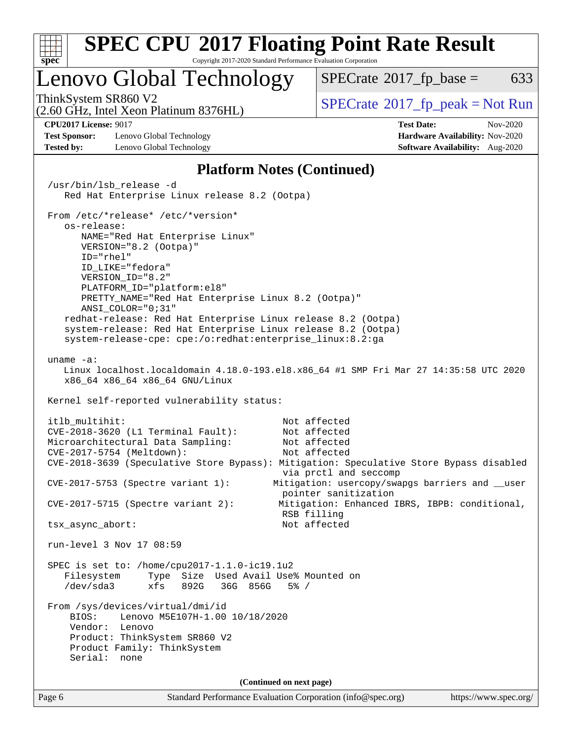## Platform Notes (Continued)

```
/usr/bin/lsb_release -d
   Red Hat Enterprise Linux release 8.2 (Ootpa)

From /etc/*release* /etc/*version*
   os-release:
      NAME="Red Hat Enterprise Linux"
      VERSION="8.2 (Ootpa)"
      ID="rhel"
      ID_LIKE="fedora"
      VERSION_ID="8.2"
      PLATFORM_ID="platform:el8"
      PRETTY_NAME="Red Hat Enterprise Linux 8.2 (Ootpa)"
      ANSI_COLOR="0;31"
   redhat-release: Red Hat Enterprise Linux release 8.2 (Ootpa)
   system-release: Red Hat Enterprise Linux release 8.2 (Ootpa)
   system-release-cpe: cpe:/o:redhat:enterprise_linux:8.2:ga

uname -a:
   Linux localhost.localdomain 4.18.0-193.el8.x86_64 #1 SMP Fri Mar 27 14:35:58 UTC 2020
   x86_64 x86_64 x86_64 GNU/Linux

Kernel self-reported vulnerability status:

itlb_multihit:                                Not affected
CVE-2018-3620 (L1 Terminal Fault):            Not affected
Microarchitectural Data Sampling:             Not affected
CVE-2017-5754 (Meltdown):                     Not affected
CVE-2018-3639 (Speculative Store Bypass): Mitigation: Speculative Store Bypass disabled
                                              via prctl and seccomp
CVE-2017-5753 (Spectre variant 1):           Mitigation: usercopy/swapgs barriers and __user
                                              pointer sanitization
CVE-2017-5715 (Spectre variant 2):            Mitigation: Enhanced IBRS, IBPB: conditional,
                                              RSB filling
tsx_async_abort:                              Not affected

run-level 3 Nov 17 08:59

SPEC is set to: /home/cpu2017-1.1.0-ic19.1u2
   Filesystem     Type  Size  Used Avail Use% Mounted on
   /dev/sda3      xfs   892G   36G  856G   5% /

From /sys/devices/virtual/dmi/id
    BIOS:    Lenovo M5E107H-1.00 10/18/2020
    Vendor:  Lenovo
    Product: ThinkSystem SR860 V2
    Product Family: ThinkSystem
    Serial:  none
```

**(Continued on next page)**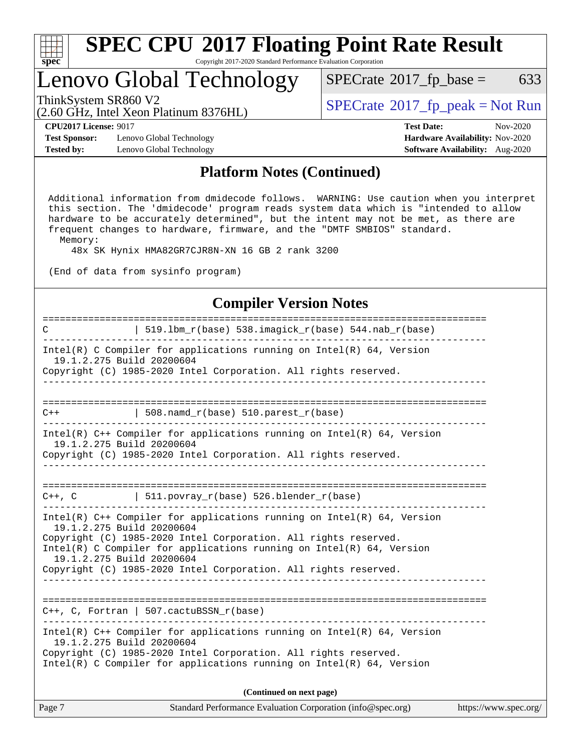## Platform Notes (Continued)

```
 Additional information from dmidecode follows.  WARNING: Use caution when you interpret
 this section. The 'dmidecode' program reads system data which is "intended to allow
 hardware to be accurately determined", but the intent may not be met, as there are
 frequent changes to hardware, firmware, and the "DMTF SMBIOS" standard.
   Memory:
     48x SK Hynix HMA82GR7CJR8N-XN 16 GB 2 rank 3200

 (End of data from sysinfo program)
```

## Compiler Version Notes

```
==============================================================================
C               | 519.lbm_r(base) 538.imagick_r(base) 544.nab_r(base)
------------------------------------------------------------------------------
Intel(R) C Compiler for applications running on Intel(R) 64, Version
  19.1.2.275 Build 20200604
Copyright (C) 1985-2020 Intel Corporation. All rights reserved.
------------------------------------------------------------------------------

==============================================================================
C++             | 508.namd_r(base) 510.parest_r(base)
------------------------------------------------------------------------------
Intel(R) C++ Compiler for applications running on Intel(R) 64, Version
  19.1.2.275 Build 20200604
Copyright (C) 1985-2020 Intel Corporation. All rights reserved.
------------------------------------------------------------------------------

==============================================================================
C++, C          | 511.povray_r(base) 526.blender_r(base)
------------------------------------------------------------------------------
Intel(R) C++ Compiler for applications running on Intel(R) 64, Version
  19.1.2.275 Build 20200604
Copyright (C) 1985-2020 Intel Corporation. All rights reserved.
Intel(R) C Compiler for applications running on Intel(R) 64, Version
  19.1.2.275 Build 20200604
Copyright (C) 1985-2020 Intel Corporation. All rights reserved.
------------------------------------------------------------------------------

==============================================================================
C++, C, Fortran | 507.cactuBSSN_r(base)
------------------------------------------------------------------------------
Intel(R) C++ Compiler for applications running on Intel(R) 64, Version
  19.1.2.275 Build 20200604
Copyright (C) 1985-2020 Intel Corporation. All rights reserved.
Intel(R) C Compiler for applications running on Intel(R) 64, Version
```

**(Continued on next page)**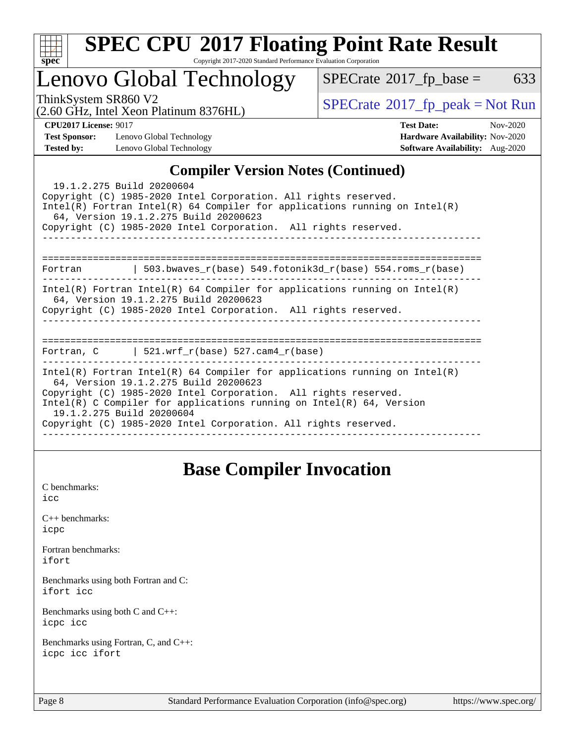## Compiler Version Notes (Continued)

```
  19.1.2.275 Build 20200604
Copyright (C) 1985-2020 Intel Corporation. All rights reserved.
Intel(R) Fortran Intel(R) 64 Compiler for applications running on Intel(R)
  64, Version 19.1.2.275 Build 20200623
Copyright (C) 1985-2020 Intel Corporation.  All rights reserved.
------------------------------------------------------------------------------

==============================================================================
Fortran         | 503.bwaves_r(base) 549.fotonik3d_r(base) 554.roms_r(base)
------------------------------------------------------------------------------
Intel(R) Fortran Intel(R) 64 Compiler for applications running on Intel(R)
  64, Version 19.1.2.275 Build 20200623
Copyright (C) 1985-2020 Intel Corporation.  All rights reserved.
------------------------------------------------------------------------------

==============================================================================
Fortran, C      | 521.wrf_r(base) 527.cam4_r(base)
------------------------------------------------------------------------------
Intel(R) Fortran Intel(R) 64 Compiler for applications running on Intel(R)
  64, Version 19.1.2.275 Build 20200623
Copyright (C) 1985-2020 Intel Corporation.  All rights reserved.
Intel(R) C Compiler for applications running on Intel(R) 64, Version
  19.1.2.275 Build 20200604
Copyright (C) 1985-2020 Intel Corporation. All rights reserved.
------------------------------------------------------------------------------
```

## Base Compiler Invocation

C benchmarks:
icc

C++ benchmarks:
icpc

Fortran benchmarks:
ifort

Benchmarks using both Fortran and C:
ifort icc

Benchmarks using both C and C++:
icpc icc

Benchmarks using Fortran, C, and C++:
icpc icc ifort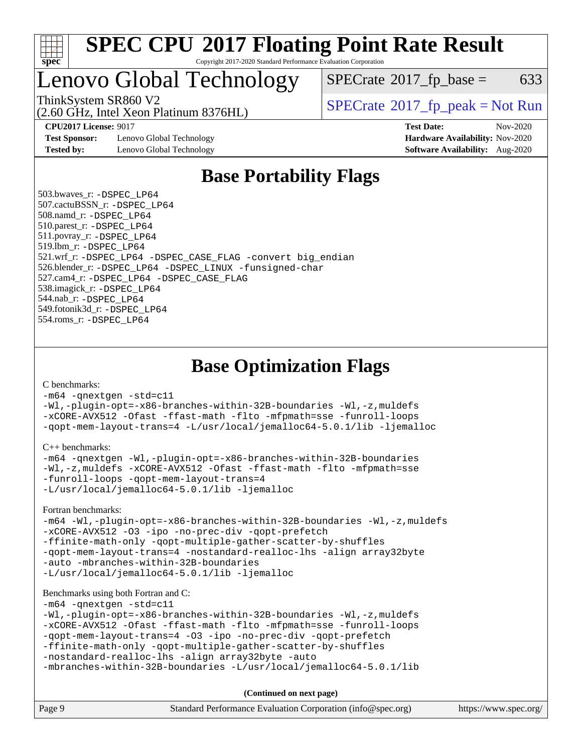# Lenovo Global Technology

ThinkSystem SR860 V2
(2.60 GHz, Intel Xeon Platinum 8376HL)

SPECrate 2017_fp_base = 633

SPECrate 2017_fp_peak = Not Run

**CPU2017 License:** 9017
**Test Sponsor:** Lenovo Global Technology
**Tested by:** Lenovo Global Technology

**Test Date:** Nov-2020
**Hardware Availability:** Nov-2020
**Software Availability:** Aug-2020

## Base Portability Flags

503.bwaves_r: -DSPEC_LP64
507.cactuBSSN_r: -DSPEC_LP64
508.namd_r: -DSPEC_LP64
510.parest_r: -DSPEC_LP64
511.povray_r: -DSPEC_LP64
519.lbm_r: -DSPEC_LP64
521.wrf_r: -DSPEC_LP64 -DSPEC_CASE_FLAG -convert big_endian
526.blender_r: -DSPEC_LP64 -DSPEC_LINUX -funsigned-char
527.cam4_r: -DSPEC_LP64 -DSPEC_CASE_FLAG
538.imagick_r: -DSPEC_LP64
544.nab_r: -DSPEC_LP64
549.fotonik3d_r: -DSPEC_LP64
554.roms_r: -DSPEC_LP64

## Base Optimization Flags

C benchmarks:

```
-m64 -qnextgen -std=c11
-Wl,-plugin-opt=-x86-branches-within-32B-boundaries -Wl,-z,muldefs
-xCORE-AVX512 -Ofast -ffast-math -flto -mfpmath=sse -funroll-loops
-qopt-mem-layout-trans=4 -L/usr/local/jemalloc64-5.0.1/lib -ljemalloc
```

C++ benchmarks:

```
-m64 -qnextgen -Wl,-plugin-opt=-x86-branches-within-32B-boundaries
-Wl,-z,muldefs -xCORE-AVX512 -Ofast -ffast-math -flto -mfpmath=sse
-funroll-loops -qopt-mem-layout-trans=4
-L/usr/local/jemalloc64-5.0.1/lib -ljemalloc
```

Fortran benchmarks:

```
-m64 -Wl,-plugin-opt=-x86-branches-within-32B-boundaries -Wl,-z,muldefs
-xCORE-AVX512 -O3 -ipo -no-prec-div -qopt-prefetch
-ffinite-math-only -qopt-multiple-gather-scatter-by-shuffles
-qopt-mem-layout-trans=4 -nostandard-realloc-lhs -align array32byte
-auto -mbranches-within-32B-boundaries
-L/usr/local/jemalloc64-5.0.1/lib -ljemalloc
```

Benchmarks using both Fortran and C:

```
-m64 -qnextgen -std=c11
-Wl,-plugin-opt=-x86-branches-within-32B-boundaries -Wl,-z,muldefs
-xCORE-AVX512 -Ofast -ffast-math -flto -mfpmath=sse -funroll-loops
-qopt-mem-layout-trans=4 -O3 -ipo -no-prec-div -qopt-prefetch
-ffinite-math-only -qopt-multiple-gather-scatter-by-shuffles
-nostandard-realloc-lhs -align array32byte -auto
-mbranches-within-32B-boundaries -L/usr/local/jemalloc64-5.0.1/lib
```

**(Continued on next page)**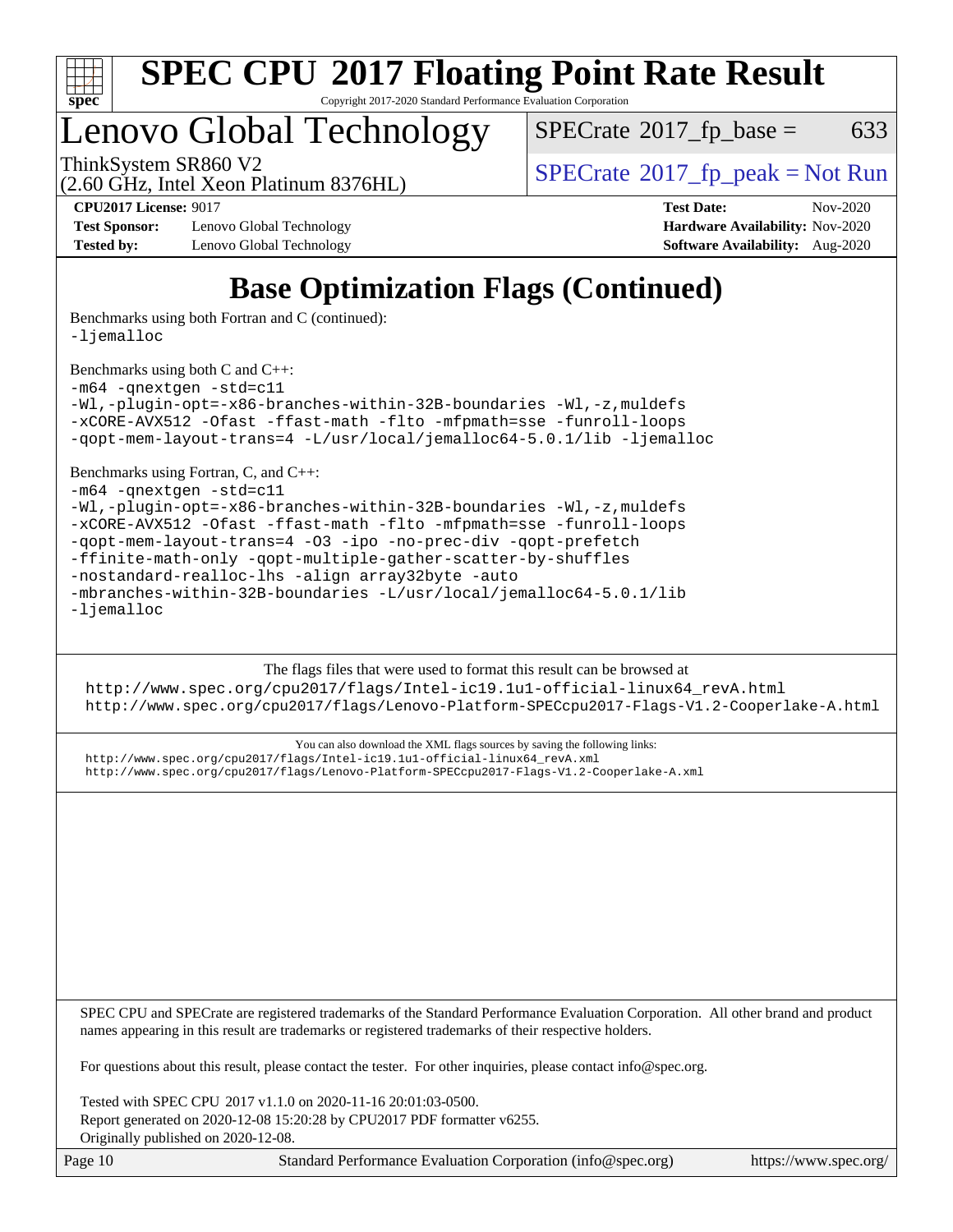# Base Optimization Flags (Continued)

Benchmarks using both Fortran and C (continued):
-ljemalloc

Benchmarks using both C and C++:
-m64 -qnextgen -std=c11
-Wl,-plugin-opt=-x86-branches-within-32B-boundaries -Wl,-z,muldefs
-xCORE-AVX512 -Ofast -ffast-math -flto -mfpmath=sse -funroll-loops
-qopt-mem-layout-trans=4 -L/usr/local/jemalloc64-5.0.1/lib -ljemalloc

Benchmarks using Fortran, C, and C++:
-m64 -qnextgen -std=c11
-Wl,-plugin-opt=-x86-branches-within-32B-boundaries -Wl,-z,muldefs
-xCORE-AVX512 -Ofast -ffast-math -flto -mfpmath=sse -funroll-loops
-qopt-mem-layout-trans=4 -O3 -ipo -no-prec-div -qopt-prefetch
-ffinite-math-only -qopt-multiple-gather-scatter-by-shuffles
-nostandard-realloc-lhs -align array32byte -auto
-mbranches-within-32B-boundaries -L/usr/local/jemalloc64-5.0.1/lib
-ljemalloc

The flags files that were used to format this result can be browsed at
http://www.spec.org/cpu2017/flags/Intel-ic19.1u1-official-linux64_revA.html
http://www.spec.org/cpu2017/flags/Lenovo-Platform-SPECcpu2017-Flags-V1.2-Cooperlake-A.html

You can also download the XML flags sources by saving the following links:
http://www.spec.org/cpu2017/flags/Intel-ic19.1u1-official-linux64_revA.xml
http://www.spec.org/cpu2017/flags/Lenovo-Platform-SPECcpu2017-Flags-V1.2-Cooperlake-A.xml

SPEC CPU and SPECrate are registered trademarks of the Standard Performance Evaluation Corporation. All other brand and product names appearing in this result are trademarks or registered trademarks of their respective holders.

For questions about this result, please contact the tester. For other inquiries, please contact info@spec.org.

Tested with SPEC CPU 2017 v1.1.0 on 2020-11-16 20:01:03-0500.
Report generated on 2020-12-08 15:20:28 by CPU2017 PDF formatter v6255.
Originally published on 2020-12-08.